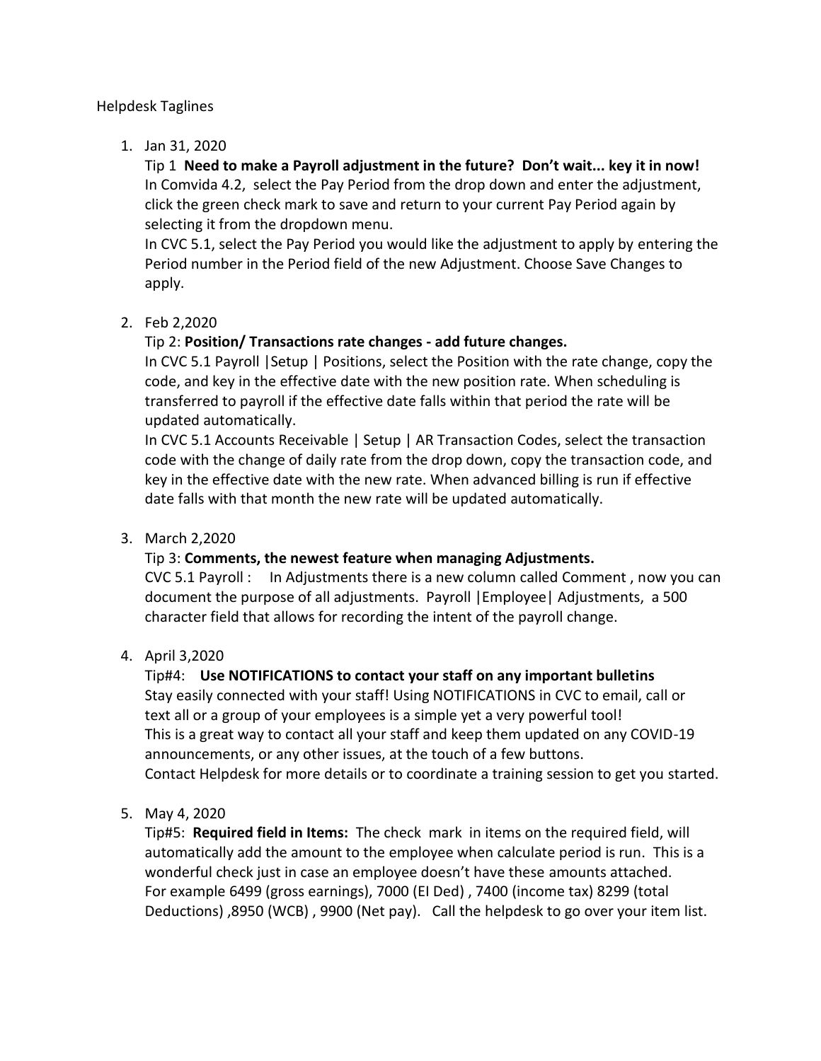Helpdesk Taglines

1. Jan 31, 2020

   Tip 1 **Need to make a Payroll adjustment in the future? Don't wait... key it in now!**
   In Comvida 4.2, select the Pay Period from the drop down and enter the adjustment, click the green check mark to save and return to your current Pay Period again by selecting it from the dropdown menu.
   In CVC 5.1, select the Pay Period you would like the adjustment to apply by entering the Period number in the Period field of the new Adjustment. Choose Save Changes to apply.

2. Feb 2,2020

   Tip 2: **Position/ Transactions rate changes - add future changes.**
   In CVC 5.1 Payroll |Setup | Positions, select the Position with the rate change, copy the code, and key in the effective date with the new position rate. When scheduling is transferred to payroll if the effective date falls within that period the rate will be updated automatically.
   In CVC 5.1 Accounts Receivable | Setup | AR Transaction Codes, select the transaction code with the change of daily rate from the drop down, copy the transaction code, and key in the effective date with the new rate. When advanced billing is run if effective date falls with that month the new rate will be updated automatically.

3. March 2,2020

   Tip 3: **Comments, the newest feature when managing Adjustments.**
   CVC 5.1 Payroll : In Adjustments there is a new column called Comment , now you can document the purpose of all adjustments. Payroll |Employee| Adjustments, a 500 character field that allows for recording the intent of the payroll change.

4. April 3,2020

   Tip#4: **Use NOTIFICATIONS to contact your staff on any important bulletins**
   Stay easily connected with your staff! Using NOTIFICATIONS in CVC to email, call or text all or a group of your employees is a simple yet a very powerful tool!
   This is a great way to contact all your staff and keep them updated on any COVID-19 announcements, or any other issues, at the touch of a few buttons.
   Contact Helpdesk for more details or to coordinate a training session to get you started.

5. May 4, 2020

   Tip#5: **Required field in Items:** The check mark in items on the required field, will automatically add the amount to the employee when calculate period is run. This is a wonderful check just in case an employee doesn't have these amounts attached.
   For example 6499 (gross earnings), 7000 (EI Ded) , 7400 (income tax) 8299 (total Deductions) ,8950 (WCB) , 9900 (Net pay). Call the helpdesk to go over your item list.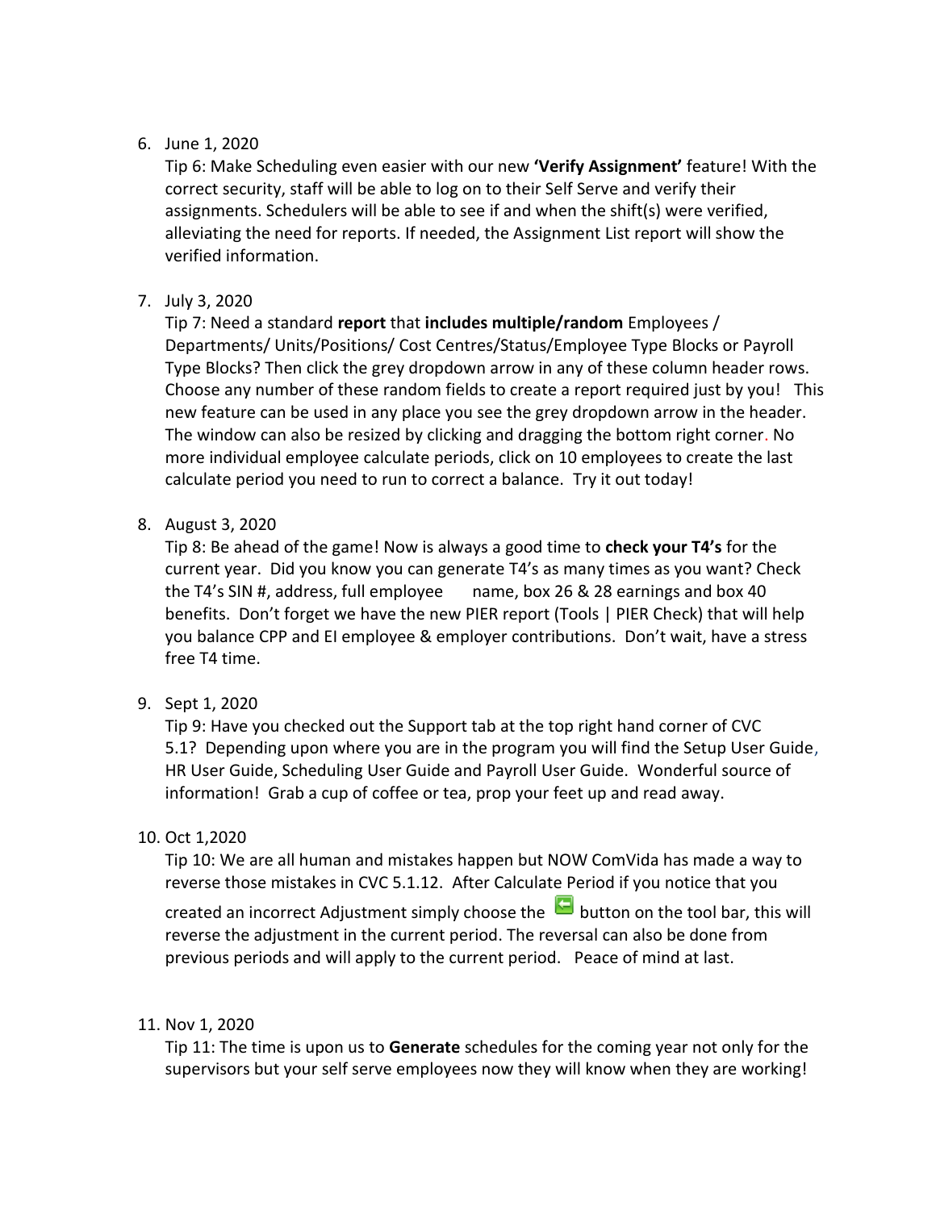6. June 1, 2020

   Tip 6: Make Scheduling even easier with our new **'Verify Assignment'** feature! With the correct security, staff will be able to log on to their Self Serve and verify their assignments. Schedulers will be able to see if and when the shift(s) were verified, alleviating the need for reports. If needed, the Assignment List report will show the verified information.

7. July 3, 2020

   Tip 7: Need a standard **report** that **includes multiple/random** Employees / Departments/ Units/Positions/ Cost Centres/Status/Employee Type Blocks or Payroll Type Blocks? Then click the grey dropdown arrow in any of these column header rows. Choose any number of these random fields to create a report required just by you! This new feature can be used in any place you see the grey dropdown arrow in the header. The window can also be resized by clicking and dragging the bottom right corner. No more individual employee calculate periods, click on 10 employees to create the last calculate period you need to run to correct a balance. Try it out today!

8. August 3, 2020

   Tip 8: Be ahead of the game! Now is always a good time to **check your T4's** for the current year. Did you know you can generate T4's as many times as you want? Check the T4's SIN #, address, full employee name, box 26 & 28 earnings and box 40 benefits. Don't forget we have the new PIER report (Tools | PIER Check) that will help you balance CPP and EI employee & employer contributions. Don't wait, have a stress free T4 time.

9. Sept 1, 2020

   Tip 9: Have you checked out the Support tab at the top right hand corner of CVC 5.1? Depending upon where you are in the program you will find the Setup User Guide, HR User Guide, Scheduling User Guide and Payroll User Guide. Wonderful source of information! Grab a cup of coffee or tea, prop your feet up and read away.

10. Oct 1,2020

    Tip 10: We are all human and mistakes happen but NOW ComVida has made a way to reverse those mistakes in CVC 5.1.12. After Calculate Period if you notice that you created an incorrect Adjustment simply choose the button on the tool bar, this will reverse the adjustment in the current period. The reversal can also be done from previous periods and will apply to the current period. Peace of mind at last.

11. Nov 1, 2020

    Tip 11: The time is upon us to **Generate** schedules for the coming year not only for the supervisors but your self serve employees now they will know when they are working!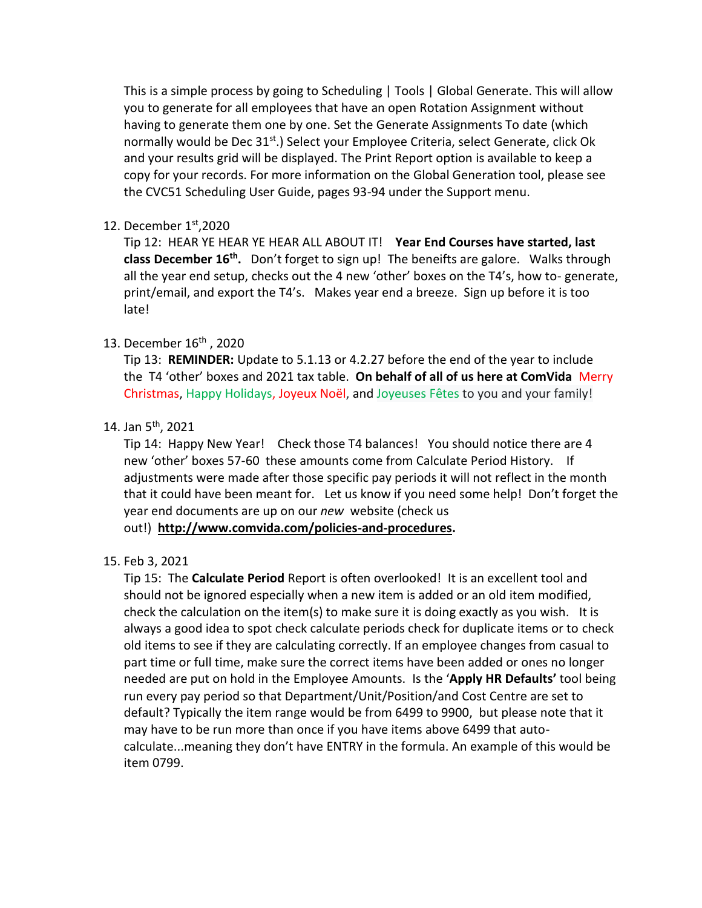This is a simple process by going to Scheduling | Tools | Global Generate. This will allow you to generate for all employees that have an open Rotation Assignment without having to generate them one by one. Set the Generate Assignments To date (which normally would be Dec 31st.) Select your Employee Criteria, select Generate, click Ok and your results grid will be displayed. The Print Report option is available to keep a copy for your records. For more information on the Global Generation tool, please see the CVC51 Scheduling User Guide, pages 93-94 under the Support menu.

12. December 1st,2020

    Tip 12: HEAR YE HEAR YE HEAR ALL ABOUT IT! **Year End Courses have started, last class December 16th.** Don't forget to sign up! The beneifts are galore. Walks through all the year end setup, checks out the 4 new 'other' boxes on the T4's, how to- generate, print/email, and export the T4's. Makes year end a breeze. Sign up before it is too late!

13. December 16th , 2020

    Tip 13: **REMINDER:** Update to 5.1.13 or 4.2.27 before the end of the year to include the T4 'other' boxes and 2021 tax table. **On behalf of all of us here at ComVida** Merry Christmas, Happy Holidays, Joyeux Noël, and Joyeuses Fêtes to you and your family!

14. Jan 5th, 2021

    Tip 14: Happy New Year! Check those T4 balances! You should notice there are 4 new 'other' boxes 57-60 these amounts come from Calculate Period History. If adjustments were made after those specific pay periods it will not reflect in the month that it could have been meant for. Let us know if you need some help! Don't forget the year end documents are up on our *new* website (check us out!) **http://www.comvida.com/policies-and-procedures.**

15. Feb 3, 2021

    Tip 15: The **Calculate Period** Report is often overlooked! It is an excellent tool and should not be ignored especially when a new item is added or an old item modified, check the calculation on the item(s) to make sure it is doing exactly as you wish. It is always a good idea to spot check calculate periods check for duplicate items or to check old items to see if they are calculating correctly. If an employee changes from casual to part time or full time, make sure the correct items have been added or ones no longer needed are put on hold in the Employee Amounts. Is the '**Apply HR Defaults'** tool being run every pay period so that Department/Unit/Position/and Cost Centre are set to default? Typically the item range would be from 6499 to 9900, but please note that it may have to be run more than once if you have items above 6499 that auto-calculate...meaning they don't have ENTRY in the formula. An example of this would be item 0799.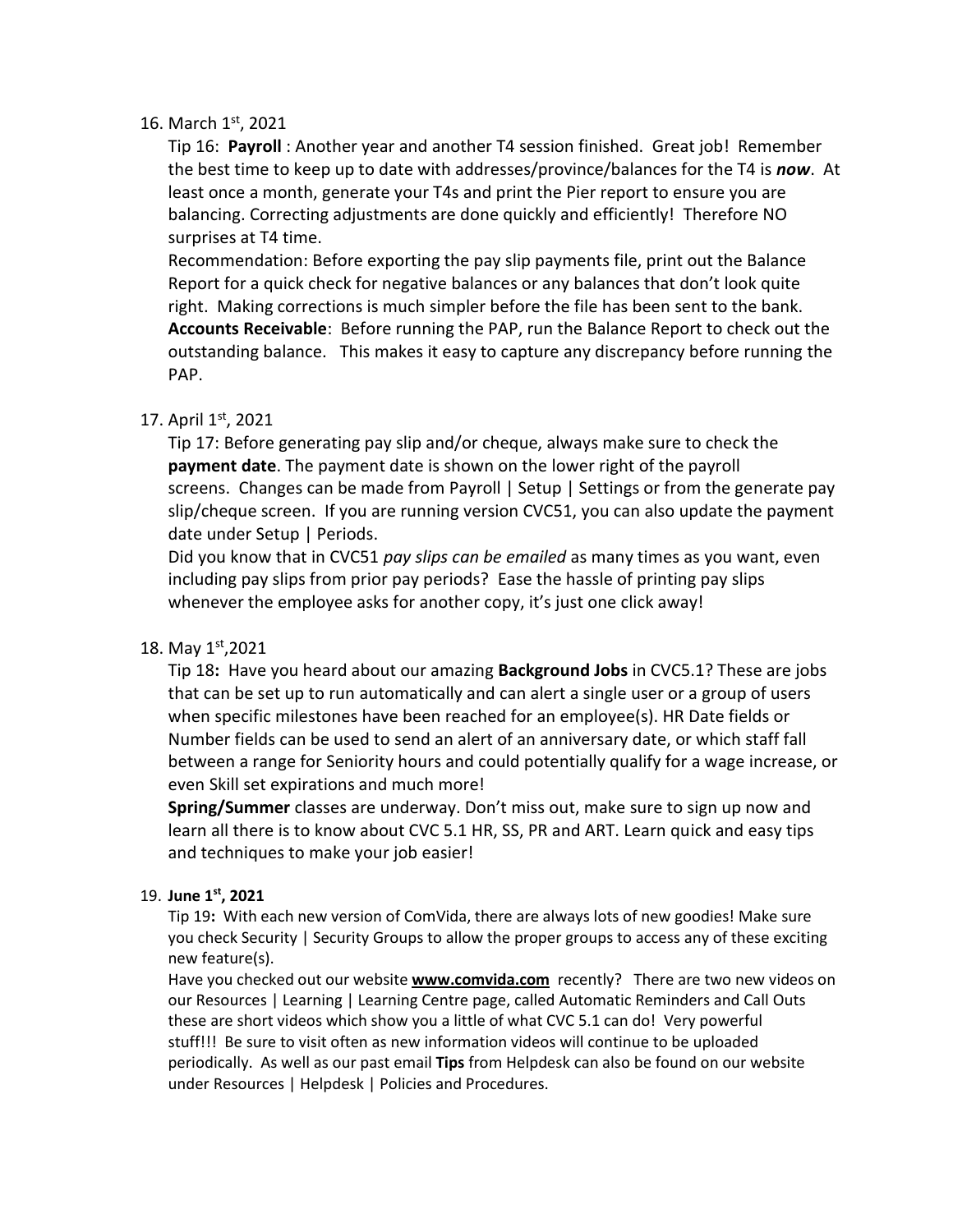16. March 1st, 2021

    Tip 16: **Payroll** : Another year and another T4 session finished. Great job! Remember the best time to keep up to date with addresses/province/balances for the T4 is ***now***. At least once a month, generate your T4s and print the Pier report to ensure you are balancing. Correcting adjustments are done quickly and efficiently! Therefore NO surprises at T4 time.

    Recommendation: Before exporting the pay slip payments file, print out the Balance Report for a quick check for negative balances or any balances that don't look quite right. Making corrections is much simpler before the file has been sent to the bank.

    **Accounts Receivable**: Before running the PAP, run the Balance Report to check out the outstanding balance. This makes it easy to capture any discrepancy before running the PAP.

17. April 1st, 2021

    Tip 17: Before generating pay slip and/or cheque, always make sure to check the **payment date**. The payment date is shown on the lower right of the payroll screens. Changes can be made from Payroll | Setup | Settings or from the generate pay slip/cheque screen. If you are running version CVC51, you can also update the payment date under Setup | Periods.

    Did you know that in CVC51 *pay slips can be emailed* as many times as you want, even including pay slips from prior pay periods? Ease the hassle of printing pay slips whenever the employee asks for another copy, it's just one click away!

18. May 1st,2021

    Tip 18**:** Have you heard about our amazing **Background Jobs** in CVC5.1? These are jobs that can be set up to run automatically and can alert a single user or a group of users when specific milestones have been reached for an employee(s). HR Date fields or Number fields can be used to send an alert of an anniversary date, or which staff fall between a range for Seniority hours and could potentially qualify for a wage increase, or even Skill set expirations and much more!

    **Spring/Summer** classes are underway. Don't miss out, make sure to sign up now and learn all there is to know about CVC 5.1 HR, SS, PR and ART. Learn quick and easy tips and techniques to make your job easier!

19. **June 1st, 2021**

    Tip 19**:** With each new version of ComVida, there are always lots of new goodies! Make sure you check Security | Security Groups to allow the proper groups to access any of these exciting new feature(s).

    Have you checked out our website **www.comvida.com** recently? There are two new videos on our Resources | Learning | Learning Centre page, called Automatic Reminders and Call Outs these are short videos which show you a little of what CVC 5.1 can do! Very powerful stuff!!! Be sure to visit often as new information videos will continue to be uploaded periodically. As well as our past email **Tips** from Helpdesk can also be found on our website under Resources | Helpdesk | Policies and Procedures.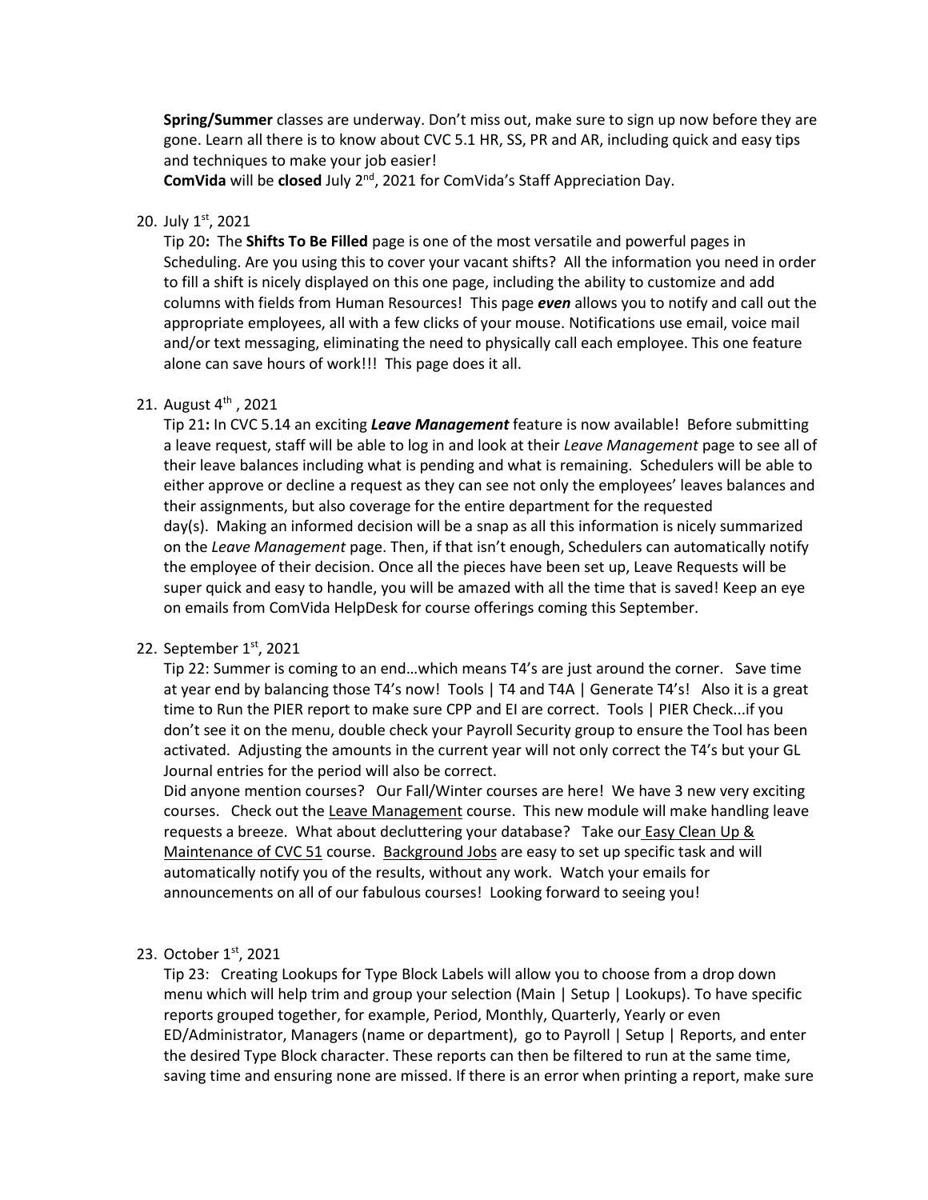**Spring/Summer** classes are underway. Don't miss out, make sure to sign up now before they are gone. Learn all there is to know about CVC 5.1 HR, SS, PR and AR, including quick and easy tips and techniques to make your job easier!
**ComVida** will be **closed** July 2nd, 2021 for ComVida's Staff Appreciation Day.

20. July 1st, 2021
    Tip 20**:** The **Shifts To Be Filled** page is one of the most versatile and powerful pages in Scheduling. Are you using this to cover your vacant shifts? All the information you need in order to fill a shift is nicely displayed on this one page, including the ability to customize and add columns with fields from Human Resources! This page ***even*** allows you to notify and call out the appropriate employees, all with a few clicks of your mouse. Notifications use email, voice mail and/or text messaging, eliminating the need to physically call each employee. This one feature alone can save hours of work!!! This page does it all.

21. August 4th , 2021
    Tip 21**:** In CVC 5.14 an exciting ***Leave Management*** feature is now available! Before submitting a leave request, staff will be able to log in and look at their *Leave Management* page to see all of their leave balances including what is pending and what is remaining. Schedulers will be able to either approve or decline a request as they can see not only the employees' leaves balances and their assignments, but also coverage for the entire department for the requested day(s). Making an informed decision will be a snap as all this information is nicely summarized on the *Leave Management* page. Then, if that isn't enough, Schedulers can automatically notify the employee of their decision. Once all the pieces have been set up, Leave Requests will be super quick and easy to handle, you will be amazed with all the time that is saved! Keep an eye on emails from ComVida HelpDesk for course offerings coming this September.

22. September 1st, 2021
    Tip 22: Summer is coming to an end…which means T4's are just around the corner. Save time at year end by balancing those T4's now! Tools | T4 and T4A | Generate T4's! Also it is a great time to Run the PIER report to make sure CPP and EI are correct. Tools | PIER Check...if you don't see it on the menu, double check your Payroll Security group to ensure the Tool has been activated. Adjusting the amounts in the current year will not only correct the T4's but your GL Journal entries for the period will also be correct.
    Did anyone mention courses? Our Fall/Winter courses are here! We have 3 new very exciting courses. Check out the Leave Management course. This new module will make handling leave requests a breeze. What about decluttering your database? Take our Easy Clean Up & Maintenance of CVC 51 course. Background Jobs are easy to set up specific task and will automatically notify you of the results, without any work. Watch your emails for announcements on all of our fabulous courses! Looking forward to seeing you!

23. October 1st, 2021
    Tip 23: Creating Lookups for Type Block Labels will allow you to choose from a drop down menu which will help trim and group your selection (Main | Setup | Lookups). To have specific reports grouped together, for example, Period, Monthly, Quarterly, Yearly or even ED/Administrator, Managers (name or department), go to Payroll | Setup | Reports, and enter the desired Type Block character. These reports can then be filtered to run at the same time, saving time and ensuring none are missed. If there is an error when printing a report, make sure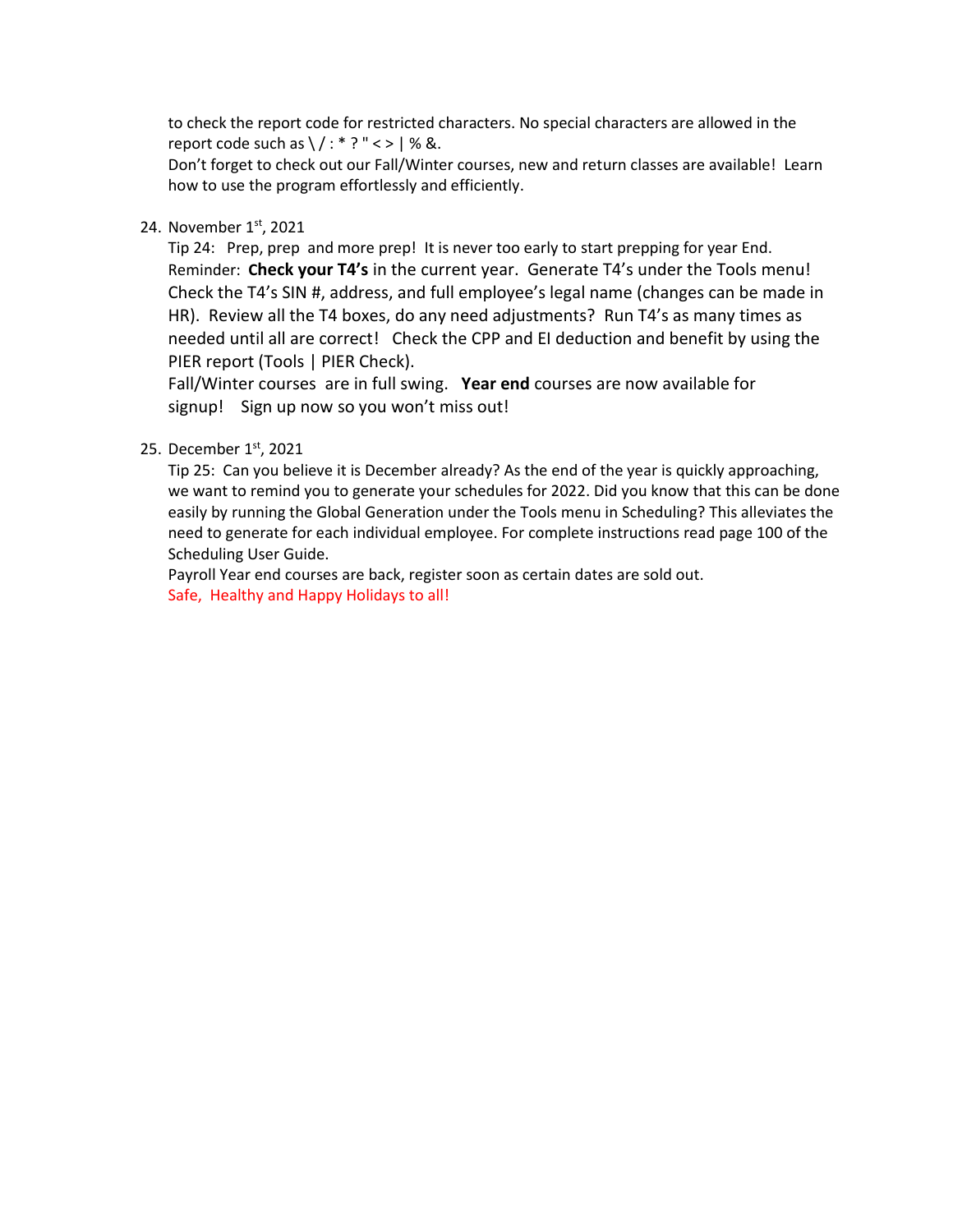to check the report code for restricted characters. No special characters are allowed in the report code such as \ / : * ? " < > | % &.
Don't forget to check out our Fall/Winter courses, new and return classes are available! Learn how to use the program effortlessly and efficiently.

24. November 1st, 2021
    Tip 24: Prep, prep and more prep! It is never too early to start prepping for year End.
    Reminder: **Check your T4's** in the current year. Generate T4's under the Tools menu! Check the T4's SIN #, address, and full employee's legal name (changes can be made in HR). Review all the T4 boxes, do any need adjustments? Run T4's as many times as needed until all are correct! Check the CPP and EI deduction and benefit by using the PIER report (Tools | PIER Check).
    Fall/Winter courses are in full swing. **Year end** courses are now available for signup! Sign up now so you won't miss out!

25. December 1st, 2021
    Tip 25: Can you believe it is December already? As the end of the year is quickly approaching, we want to remind you to generate your schedules for 2022. Did you know that this can be done easily by running the Global Generation under the Tools menu in Scheduling? This alleviates the need to generate for each individual employee. For complete instructions read page 100 of the Scheduling User Guide.
    Payroll Year end courses are back, register soon as certain dates are sold out.
    Safe, Healthy and Happy Holidays to all!